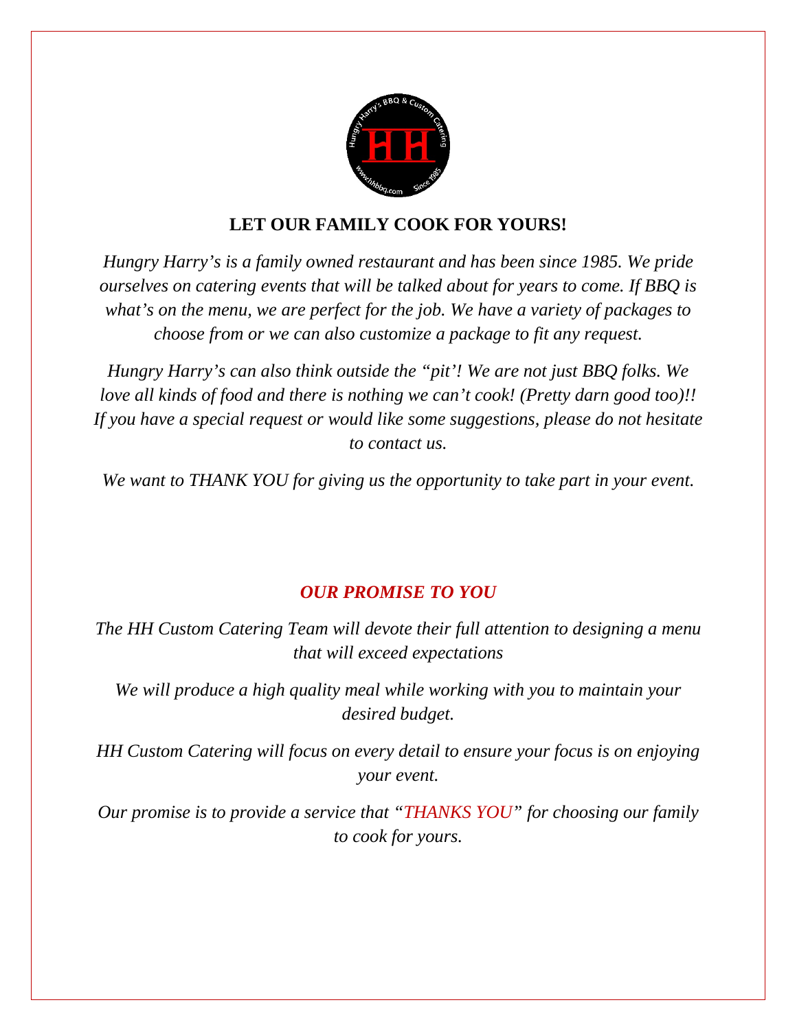# LET OUR FAMILY COOK FOR YOURS!

*Hungry Harry's is a family owned restaurant and has been since 1985. We pride ourselves on catering events that will be talked about for years to come. If BBQ is what's on the menu, we are perfect for the job. We have a variety of packages to choose from or we can also customize a package to fit any request.*

*Hungry Harry's can also think outside the "pit'! We are not just BBQ folks. We love all kinds of food and there is nothing we can't cook! (Pretty darn good too)!! If you have a special request or would like some suggestions, please do not hesitate to contact us.*

*We want to THANK YOU for giving us the opportunity to take part in your event.*

## *OUR PROMISE TO YOU*

*The HH Custom Catering Team will devote their full attention to designing a menu that will exceed expectations*

*We will produce a high quality meal while working with you to maintain your desired budget.*

*HH Custom Catering will focus on every detail to ensure your focus is on enjoying your event.*

*Our promise is to provide a service that "THANKS YOU" for choosing our family to cook for yours.*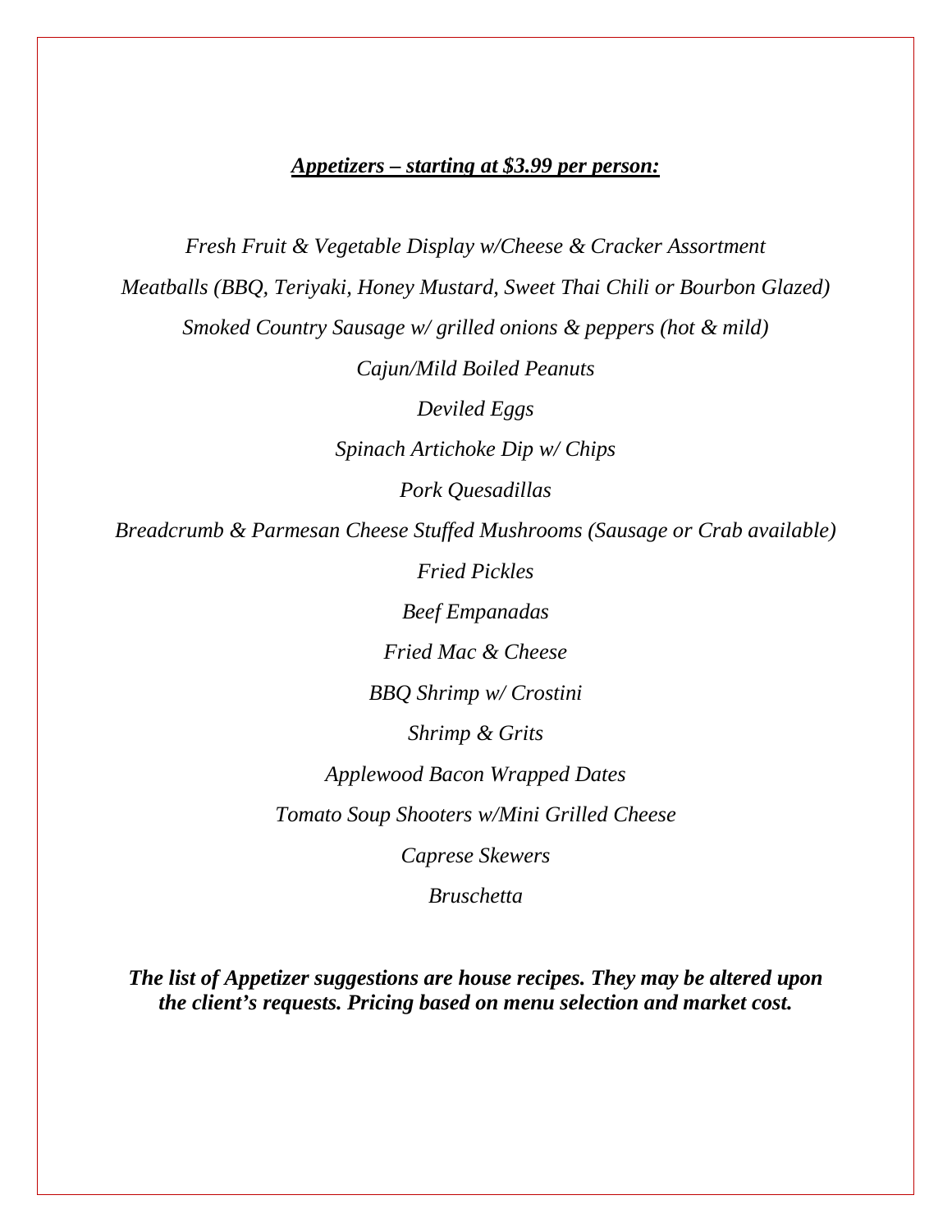## ***Appetizers – starting at $3.99 per person:***

*Fresh Fruit & Vegetable Display w/Cheese & Cracker Assortment*

*Meatballs (BBQ, Teriyaki, Honey Mustard, Sweet Thai Chili or Bourbon Glazed)*

*Smoked Country Sausage w/ grilled onions & peppers (hot & mild)*

*Cajun/Mild Boiled Peanuts*

*Deviled Eggs*

*Spinach Artichoke Dip w/ Chips*

*Pork Quesadillas*

*Breadcrumb & Parmesan Cheese Stuffed Mushrooms (Sausage or Crab available)*

*Fried Pickles*

*Beef Empanadas*

*Fried Mac & Cheese*

*BBQ Shrimp w/ Crostini*

*Shrimp & Grits*

*Applewood Bacon Wrapped Dates*

*Tomato Soup Shooters w/Mini Grilled Cheese*

*Caprese Skewers*

*Bruschetta*

***The list of Appetizer suggestions are house recipes. They may be altered upon the client's requests. Pricing based on menu selection and market cost.***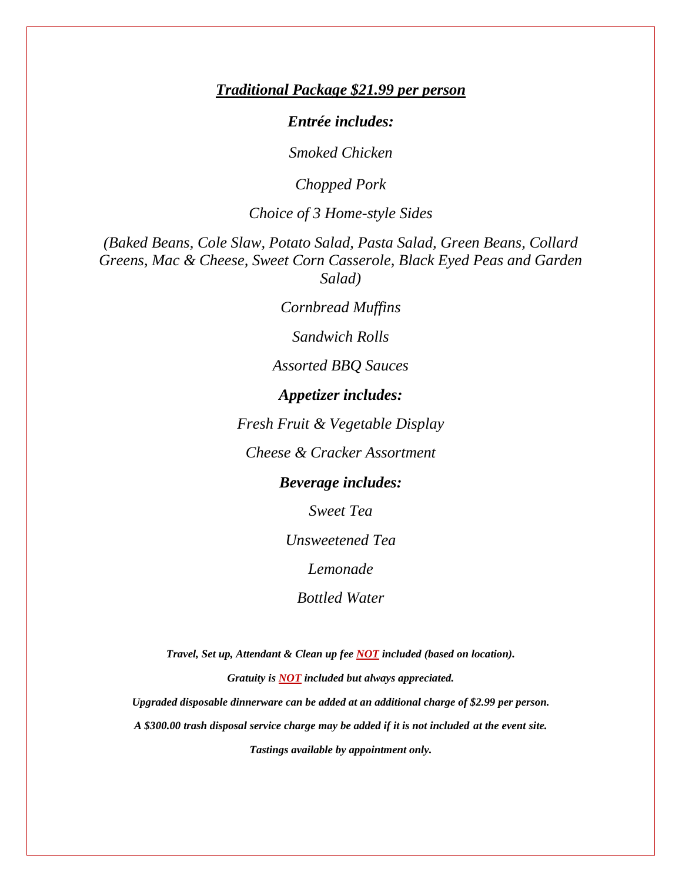## ***Traditional Package $21.99 per person***

***Entrée includes:***

*Smoked Chicken*

*Chopped Pork*

*Choice of 3 Home-style Sides*

*(Baked Beans, Cole Slaw, Potato Salad, Pasta Salad, Green Beans, Collard Greens, Mac & Cheese, Sweet Corn Casserole, Black Eyed Peas and Garden Salad)*

*Cornbread Muffins*

*Sandwich Rolls*

*Assorted BBQ Sauces*

***Appetizer includes:***

*Fresh Fruit & Vegetable Display*

*Cheese & Cracker Assortment*

***Beverage includes:***

*Sweet Tea*

*Unsweetened Tea*

*Lemonade*

*Bottled Water*

***Travel, Set up, Attendant & Clean up fee NOT included (based on location).***

***Gratuity is NOT included but always appreciated.***

***Upgraded disposable dinnerware can be added at an additional charge of $2.99 per person.***

***A $300.00 trash disposal service charge may be added if it is not included at the event site.***

***Tastings available by appointment only.***